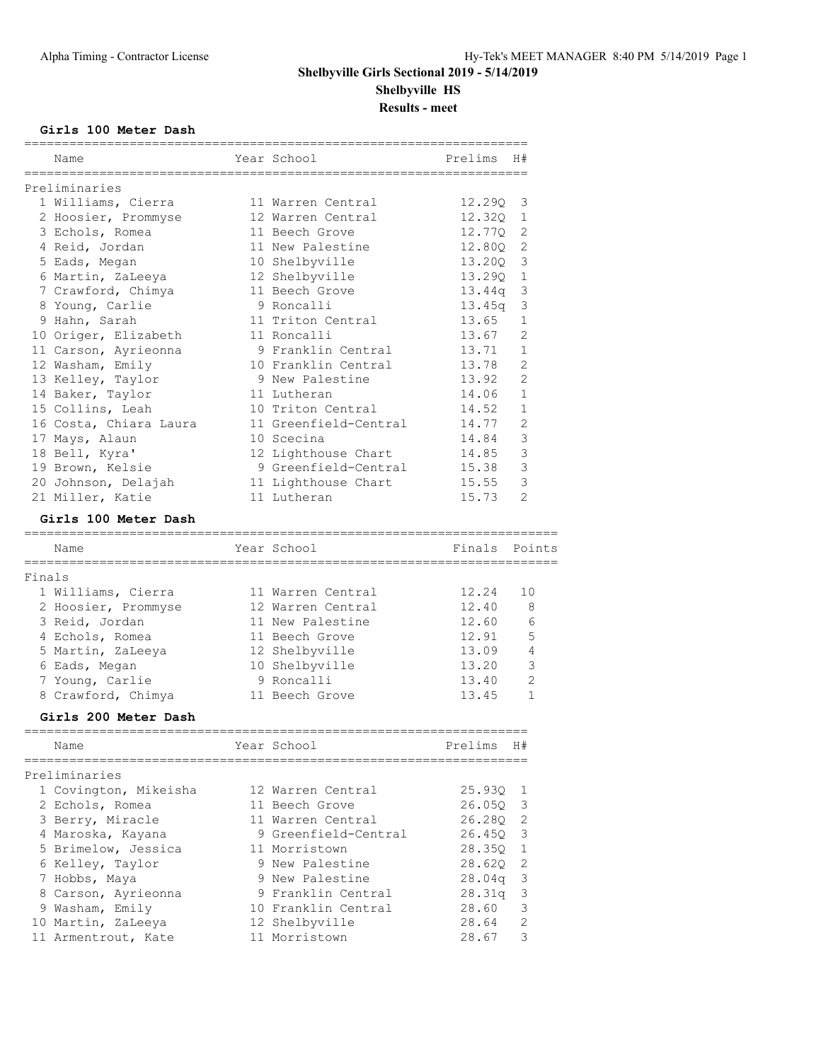# Shelbyville Girls Sectional 2019 - 5/14/2019

## Shelbyville HS

### Results - meet

**Girls 100 Meter Dash**

| | Name | Year | School | Prelims | H# |
|---|---|---|---|---|---|
| **Preliminaries** | | | | | |
| 1 | Williams, Cierra | 11 | Warren Central | 12.29Q | 3 |
| 2 | Hoosier, Prommyse | 12 | Warren Central | 12.32Q | 1 |
| 3 | Echols, Romea | 11 | Beech Grove | 12.77Q | 2 |
| 4 | Reid, Jordan | 11 | New Palestine | 12.80Q | 2 |
| 5 | Eads, Megan | 10 | Shelbyville | 13.20Q | 3 |
| 6 | Martin, ZaLeeya | 12 | Shelbyville | 13.29Q | 1 |
| 7 | Crawford, Chimya | 11 | Beech Grove | 13.44q | 3 |
| 8 | Young, Carlie | 9 | Roncalli | 13.45q | 3 |
| 9 | Hahn, Sarah | 11 | Triton Central | 13.65 | 1 |
| 10 | Origer, Elizabeth | 11 | Roncalli | 13.67 | 2 |
| 11 | Carson, Ayrieonna | 9 | Franklin Central | 13.71 | 1 |
| 12 | Washam, Emily | 10 | Franklin Central | 13.78 | 2 |
| 13 | Kelley, Taylor | 9 | New Palestine | 13.92 | 2 |
| 14 | Baker, Taylor | 11 | Lutheran | 14.06 | 1 |
| 15 | Collins, Leah | 10 | Triton Central | 14.52 | 1 |
| 16 | Costa, Chiara Laura | 11 | Greenfield-Central | 14.77 | 2 |
| 17 | Mays, Alaun | 10 | Scecina | 14.84 | 3 |
| 18 | Bell, Kyra' | 12 | Lighthouse Chart | 14.85 | 3 |
| 19 | Brown, Kelsie | 9 | Greenfield-Central | 15.38 | 3 |
| 20 | Johnson, Delajah | 11 | Lighthouse Chart | 15.55 | 3 |
| 21 | Miller, Katie | 11 | Lutheran | 15.73 | 2 |

**Girls 100 Meter Dash**

| | Name | Year | School | Finals | Points |
|---|---|---|---|---|---|
| **Finals** | | | | | |
| 1 | Williams, Cierra | 11 | Warren Central | 12.24 | 10 |
| 2 | Hoosier, Prommyse | 12 | Warren Central | 12.40 | 8 |
| 3 | Reid, Jordan | 11 | New Palestine | 12.60 | 6 |
| 4 | Echols, Romea | 11 | Beech Grove | 12.91 | 5 |
| 5 | Martin, ZaLeeya | 12 | Shelbyville | 13.09 | 4 |
| 6 | Eads, Megan | 10 | Shelbyville | 13.20 | 3 |
| 7 | Young, Carlie | 9 | Roncalli | 13.40 | 2 |
| 8 | Crawford, Chimya | 11 | Beech Grove | 13.45 | 1 |

**Girls 200 Meter Dash**

| | Name | Year | School | Prelims | H# |
|---|---|---|---|---|---|
| **Preliminaries** | | | | | |
| 1 | Covington, Mikeisha | 12 | Warren Central | 25.93Q | 1 |
| 2 | Echols, Romea | 11 | Beech Grove | 26.05Q | 3 |
| 3 | Berry, Miracle | 11 | Warren Central | 26.28Q | 2 |
| 4 | Maroska, Kayana | 9 | Greenfield-Central | 26.45Q | 3 |
| 5 | Brimelow, Jessica | 11 | Morristown | 28.35Q | 1 |
| 6 | Kelley, Taylor | 9 | New Palestine | 28.62Q | 2 |
| 7 | Hobbs, Maya | 9 | New Palestine | 28.04q | 3 |
| 8 | Carson, Ayrieonna | 9 | Franklin Central | 28.31q | 3 |
| 9 | Washam, Emily | 10 | Franklin Central | 28.60 | 3 |
| 10 | Martin, ZaLeeya | 12 | Shelbyville | 28.64 | 2 |
| 11 | Armentrout, Kate | 11 | Morristown | 28.67 | 3 |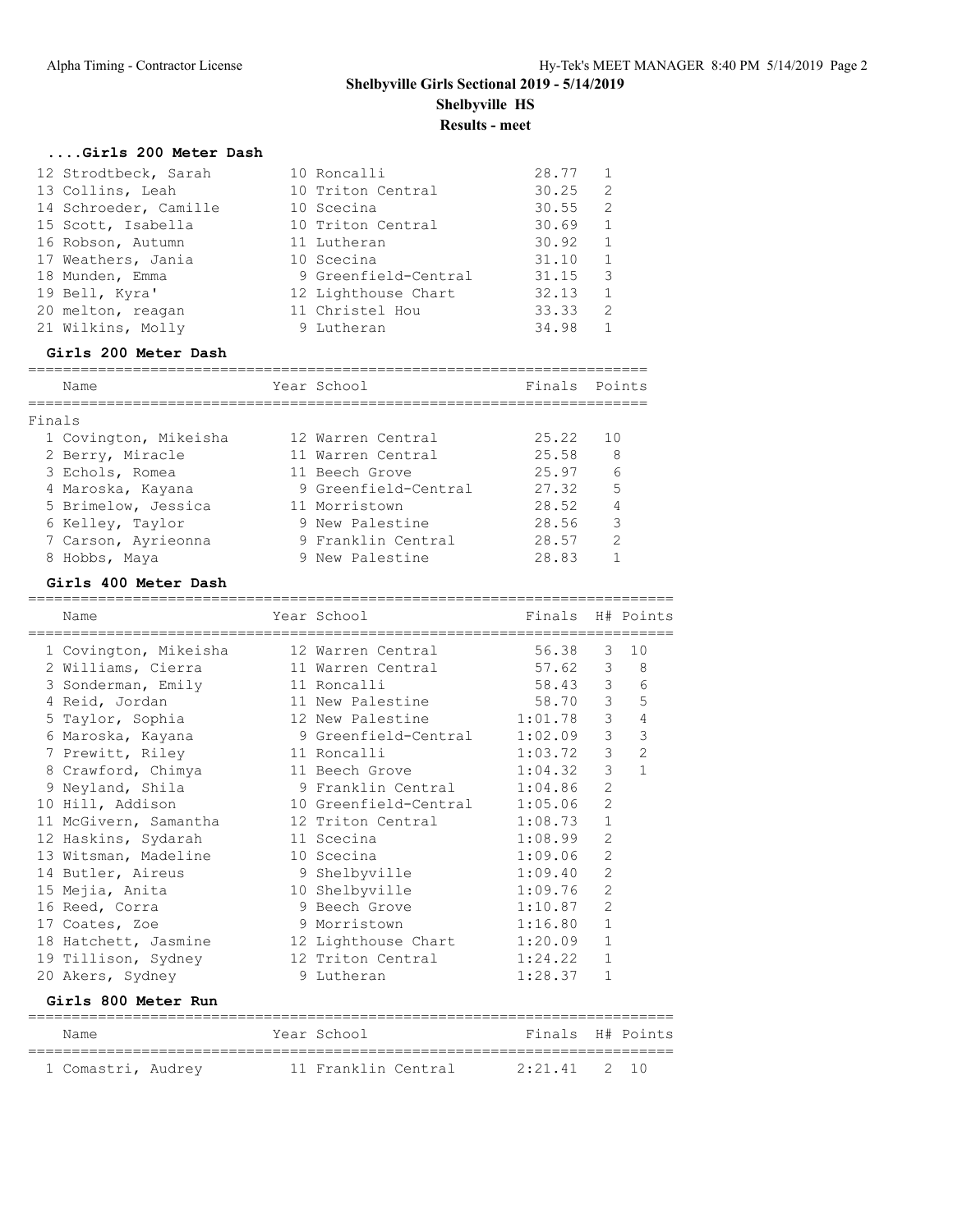# Shelbyville Girls Sectional 2019 - 5/14/2019

## Shelbyville HS

### Results - meet

#### ....Girls 200 Meter Dash

| Place | Name | Year | School | Finals | H# |
|---|---|---|---|---|---|
| 12 | Strodtbeck, Sarah | 10 | Roncalli | 28.77 | 1 |
| 13 | Collins, Leah | 10 | Triton Central | 30.25 | 2 |
| 14 | Schroeder, Camille | 10 | Scecina | 30.55 | 2 |
| 15 | Scott, Isabella | 10 | Triton Central | 30.69 | 1 |
| 16 | Robson, Autumn | 11 | Lutheran | 30.92 | 1 |
| 17 | Weathers, Jania | 10 | Scecina | 31.10 | 1 |
| 18 | Munden, Emma | 9 | Greenfield-Central | 31.15 | 3 |
| 19 | Bell, Kyra' | 12 | Lighthouse Chart | 32.13 | 1 |
| 20 | melton, reagan | 11 | Christel Hou | 33.33 | 2 |
| 21 | Wilkins, Molly | 9 | Lutheran | 34.98 | 1 |

#### Girls 200 Meter Dash

Finals

| Place | Name | Year | School | Finals | Points |
|---|---|---|---|---|---|
| 1 | Covington, Mikeisha | 12 | Warren Central | 25.22 | 10 |
| 2 | Berry, Miracle | 11 | Warren Central | 25.58 | 8 |
| 3 | Echols, Romea | 11 | Beech Grove | 25.97 | 6 |
| 4 | Maroska, Kayana | 9 | Greenfield-Central | 27.32 | 5 |
| 5 | Brimelow, Jessica | 11 | Morristown | 28.52 | 4 |
| 6 | Kelley, Taylor | 9 | New Palestine | 28.56 | 3 |
| 7 | Carson, Ayrieonna | 9 | Franklin Central | 28.57 | 2 |
| 8 | Hobbs, Maya | 9 | New Palestine | 28.83 | 1 |

#### Girls 400 Meter Dash

| Place | Name | Year | School | Finals | H# | Points |
|---|---|---|---|---|---|---|
| 1 | Covington, Mikeisha | 12 | Warren Central | 56.38 | 3 | 10 |
| 2 | Williams, Cierra | 11 | Warren Central | 57.62 | 3 | 8 |
| 3 | Sonderman, Emily | 11 | Roncalli | 58.43 | 3 | 6 |
| 4 | Reid, Jordan | 11 | New Palestine | 58.70 | 3 | 5 |
| 5 | Taylor, Sophia | 12 | New Palestine | 1:01.78 | 3 | 4 |
| 6 | Maroska, Kayana | 9 | Greenfield-Central | 1:02.09 | 3 | 3 |
| 7 | Prewitt, Riley | 11 | Roncalli | 1:03.72 | 3 | 2 |
| 8 | Crawford, Chimya | 11 | Beech Grove | 1:04.32 | 3 | 1 |
| 9 | Neyland, Shila | 9 | Franklin Central | 1:04.86 | 2 | |
| 10 | Hill, Addison | 10 | Greenfield-Central | 1:05.06 | 2 | |
| 11 | McGivern, Samantha | 12 | Triton Central | 1:08.73 | 1 | |
| 12 | Haskins, Sydarah | 11 | Scecina | 1:08.99 | 2 | |
| 13 | Witsman, Madeline | 10 | Scecina | 1:09.06 | 2 | |
| 14 | Butler, Aireus | 9 | Shelbyville | 1:09.40 | 2 | |
| 15 | Mejia, Anita | 10 | Shelbyville | 1:09.76 | 2 | |
| 16 | Reed, Corra | 9 | Beech Grove | 1:10.87 | 2 | |
| 17 | Coates, Zoe | 9 | Morristown | 1:16.80 | 1 | |
| 18 | Hatchett, Jasmine | 12 | Lighthouse Chart | 1:20.09 | 1 | |
| 19 | Tillison, Sydney | 12 | Triton Central | 1:24.22 | 1 | |
| 20 | Akers, Sydney | 9 | Lutheran | 1:28.37 | 1 | |

#### Girls 800 Meter Run

| Place | Name | Year | School | Finals | H# | Points |
|---|---|---|---|---|---|---|
| 1 | Comastri, Audrey | 11 | Franklin Central | 2:21.41 | 2 | 10 |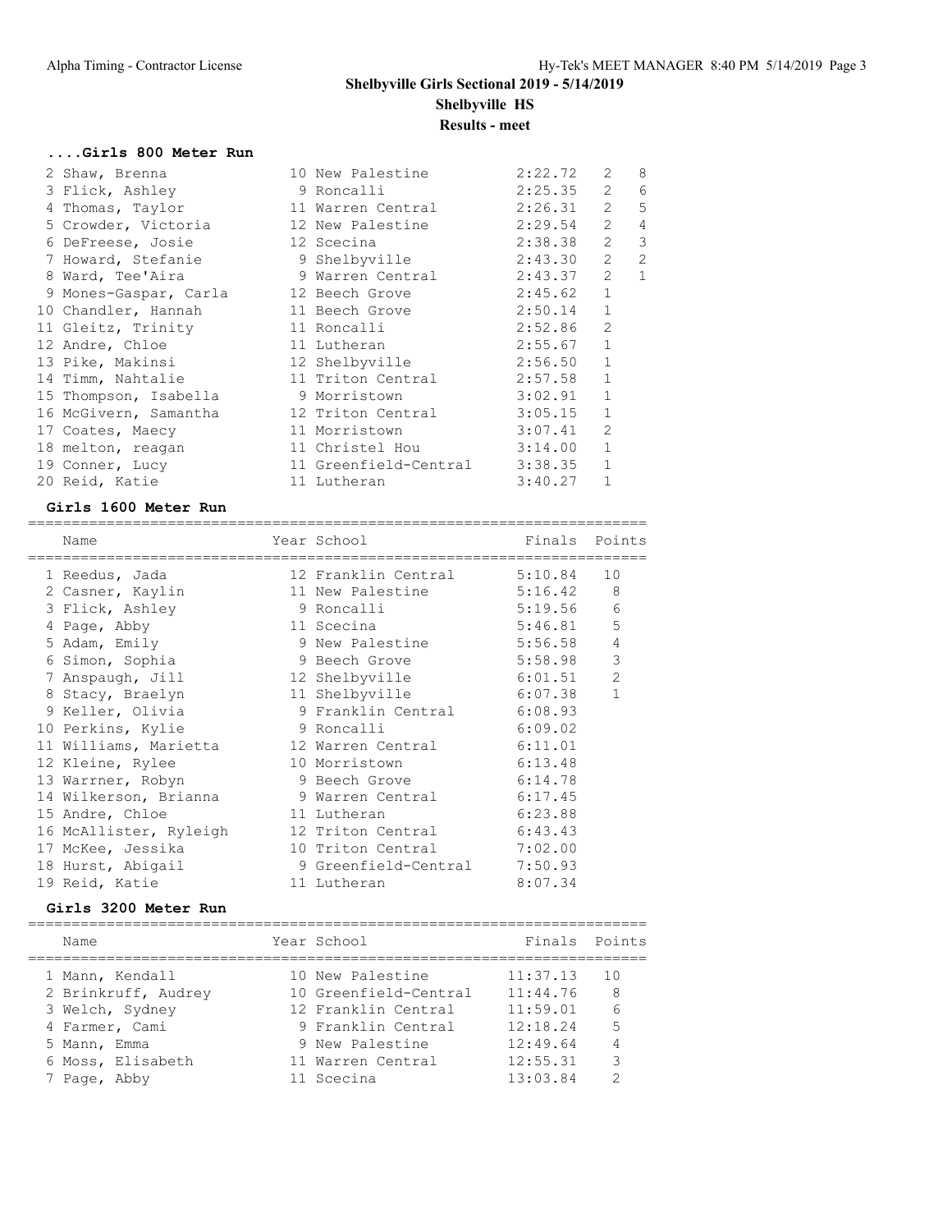# Shelbyville Girls Sectional 2019 - 5/14/2019

## Shelbyville HS

### Results - meet

### ....Girls 800 Meter Run

| Place | Name | Year | School | Finals | Heat | Points |
|---|---|---|---|---|---|---|
| 2 | Shaw, Brenna | 10 | New Palestine | 2:22.72 | 2 | 8 |
| 3 | Flick, Ashley | 9 | Roncalli | 2:25.35 | 2 | 6 |
| 4 | Thomas, Taylor | 11 | Warren Central | 2:26.31 | 2 | 5 |
| 5 | Crowder, Victoria | 12 | New Palestine | 2:29.54 | 2 | 4 |
| 6 | DeFreese, Josie | 12 | Scecina | 2:38.38 | 2 | 3 |
| 7 | Howard, Stefanie | 9 | Shelbyville | 2:43.30 | 2 | 2 |
| 8 | Ward, Tee'Aira | 9 | Warren Central | 2:43.37 | 2 | 1 |
| 9 | Mones-Gaspar, Carla | 12 | Beech Grove | 2:45.62 | 1 | |
| 10 | Chandler, Hannah | 11 | Beech Grove | 2:50.14 | 1 | |
| 11 | Gleitz, Trinity | 11 | Roncalli | 2:52.86 | 2 | |
| 12 | Andre, Chloe | 11 | Lutheran | 2:55.67 | 1 | |
| 13 | Pike, Makinsi | 12 | Shelbyville | 2:56.50 | 1 | |
| 14 | Timm, Nahtalie | 11 | Triton Central | 2:57.58 | 1 | |
| 15 | Thompson, Isabella | 9 | Morristown | 3:02.91 | 1 | |
| 16 | McGivern, Samantha | 12 | Triton Central | 3:05.15 | 1 | |
| 17 | Coates, Maecy | 11 | Morristown | 3:07.41 | 2 | |
| 18 | melton, reagan | 11 | Christel Hou | 3:14.00 | 1 | |
| 19 | Conner, Lucy | 11 | Greenfield-Central | 3:38.35 | 1 | |
| 20 | Reid, Katie | 11 | Lutheran | 3:40.27 | 1 | |

### Girls 1600 Meter Run

| Place | Name | Year | School | Finals | Points |
|---|---|---|---|---|---|
| 1 | Reedus, Jada | 12 | Franklin Central | 5:10.84 | 10 |
| 2 | Casner, Kaylin | 11 | New Palestine | 5:16.42 | 8 |
| 3 | Flick, Ashley | 9 | Roncalli | 5:19.56 | 6 |
| 4 | Page, Abby | 11 | Scecina | 5:46.81 | 5 |
| 5 | Adam, Emily | 9 | New Palestine | 5:56.58 | 4 |
| 6 | Simon, Sophia | 9 | Beech Grove | 5:58.98 | 3 |
| 7 | Anspaugh, Jill | 12 | Shelbyville | 6:01.51 | 2 |
| 8 | Stacy, Braelyn | 11 | Shelbyville | 6:07.38 | 1 |
| 9 | Keller, Olivia | 9 | Franklin Central | 6:08.93 | |
| 10 | Perkins, Kylie | 9 | Roncalli | 6:09.02 | |
| 11 | Williams, Marietta | 12 | Warren Central | 6:11.01 | |
| 12 | Kleine, Rylee | 10 | Morristown | 6:13.48 | |
| 13 | Warrner, Robyn | 9 | Beech Grove | 6:14.78 | |
| 14 | Wilkerson, Brianna | 9 | Warren Central | 6:17.45 | |
| 15 | Andre, Chloe | 11 | Lutheran | 6:23.88 | |
| 16 | McAllister, Ryleigh | 12 | Triton Central | 6:43.43 | |
| 17 | McKee, Jessika | 10 | Triton Central | 7:02.00 | |
| 18 | Hurst, Abigail | 9 | Greenfield-Central | 7:50.93 | |
| 19 | Reid, Katie | 11 | Lutheran | 8:07.34 | |

### Girls 3200 Meter Run

| Place | Name | Year | School | Finals | Points |
|---|---|---|---|---|---|
| 1 | Mann, Kendall | 10 | New Palestine | 11:37.13 | 10 |
| 2 | Brinkruff, Audrey | 10 | Greenfield-Central | 11:44.76 | 8 |
| 3 | Welch, Sydney | 12 | Franklin Central | 11:59.01 | 6 |
| 4 | Farmer, Cami | 9 | Franklin Central | 12:18.24 | 5 |
| 5 | Mann, Emma | 9 | New Palestine | 12:49.64 | 4 |
| 6 | Moss, Elisabeth | 11 | Warren Central | 12:55.31 | 3 |
| 7 | Page, Abby | 11 | Scecina | 13:03.84 | 2 |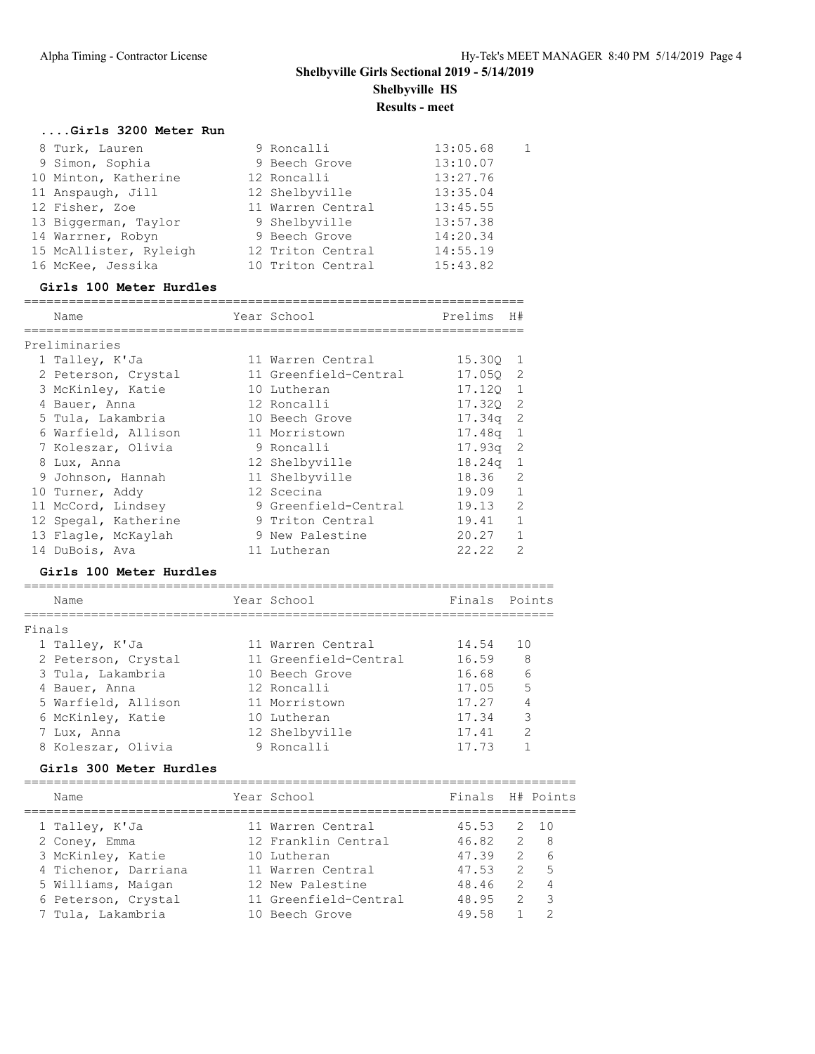# Shelbyville Girls Sectional 2019 - 5/14/2019

## Shelbyville HS

### Results - meet

#### ....Girls 3200 Meter Run

| Place | Name | Year | School | Finals | Points |
|---|---|---|---|---|---|
| 8 | Turk, Lauren | 9 | Roncalli | 13:05.68 | 1 |
| 9 | Simon, Sophia | 9 | Beech Grove | 13:10.07 | |
| 10 | Minton, Katherine | 12 | Roncalli | 13:27.76 | |
| 11 | Anspaugh, Jill | 12 | Shelbyville | 13:35.04 | |
| 12 | Fisher, Zoe | 11 | Warren Central | 13:45.55 | |
| 13 | Biggerman, Taylor | 9 | Shelbyville | 13:57.38 | |
| 14 | Warrner, Robyn | 9 | Beech Grove | 14:20.34 | |
| 15 | McAllister, Ryleigh | 12 | Triton Central | 14:55.19 | |
| 16 | McKee, Jessika | 10 | Triton Central | 15:43.82 | |

#### Girls 100 Meter Hurdles

Preliminaries

| Place | Name | Year | School | Prelims | H# |
|---|---|---|---|---|---|
| 1 | Talley, K'Ja | 11 | Warren Central | 15.30Q | 1 |
| 2 | Peterson, Crystal | 11 | Greenfield-Central | 17.05Q | 2 |
| 3 | McKinley, Katie | 10 | Lutheran | 17.12Q | 1 |
| 4 | Bauer, Anna | 12 | Roncalli | 17.32Q | 2 |
| 5 | Tula, Lakambria | 10 | Beech Grove | 17.34q | 2 |
| 6 | Warfield, Allison | 11 | Morristown | 17.48q | 1 |
| 7 | Koleszar, Olivia | 9 | Roncalli | 17.93q | 2 |
| 8 | Lux, Anna | 12 | Shelbyville | 18.24q | 1 |
| 9 | Johnson, Hannah | 11 | Shelbyville | 18.36 | 2 |
| 10 | Turner, Addy | 12 | Scecina | 19.09 | 1 |
| 11 | McCord, Lindsey | 9 | Greenfield-Central | 19.13 | 2 |
| 12 | Spegal, Katherine | 9 | Triton Central | 19.41 | 1 |
| 13 | Flagle, McKaylah | 9 | New Palestine | 20.27 | 1 |
| 14 | DuBois, Ava | 11 | Lutheran | 22.22 | 2 |

#### Girls 100 Meter Hurdles

Finals

| Place | Name | Year | School | Finals | Points |
|---|---|---|---|---|---|
| 1 | Talley, K'Ja | 11 | Warren Central | 14.54 | 10 |
| 2 | Peterson, Crystal | 11 | Greenfield-Central | 16.59 | 8 |
| 3 | Tula, Lakambria | 10 | Beech Grove | 16.68 | 6 |
| 4 | Bauer, Anna | 12 | Roncalli | 17.05 | 5 |
| 5 | Warfield, Allison | 11 | Morristown | 17.27 | 4 |
| 6 | McKinley, Katie | 10 | Lutheran | 17.34 | 3 |
| 7 | Lux, Anna | 12 | Shelbyville | 17.41 | 2 |
| 8 | Koleszar, Olivia | 9 | Roncalli | 17.73 | 1 |

#### Girls 300 Meter Hurdles

| Place | Name | Year | School | Finals | H# | Points |
|---|---|---|---|---|---|---|
| 1 | Talley, K'Ja | 11 | Warren Central | 45.53 | 2 | 10 |
| 2 | Coney, Emma | 12 | Franklin Central | 46.82 | 2 | 8 |
| 3 | McKinley, Katie | 10 | Lutheran | 47.39 | 2 | 6 |
| 4 | Tichenor, Darriana | 11 | Warren Central | 47.53 | 2 | 5 |
| 5 | Williams, Maigan | 12 | New Palestine | 48.46 | 2 | 4 |
| 6 | Peterson, Crystal | 11 | Greenfield-Central | 48.95 | 2 | 3 |
| 7 | Tula, Lakambria | 10 | Beech Grove | 49.58 | 1 | 2 |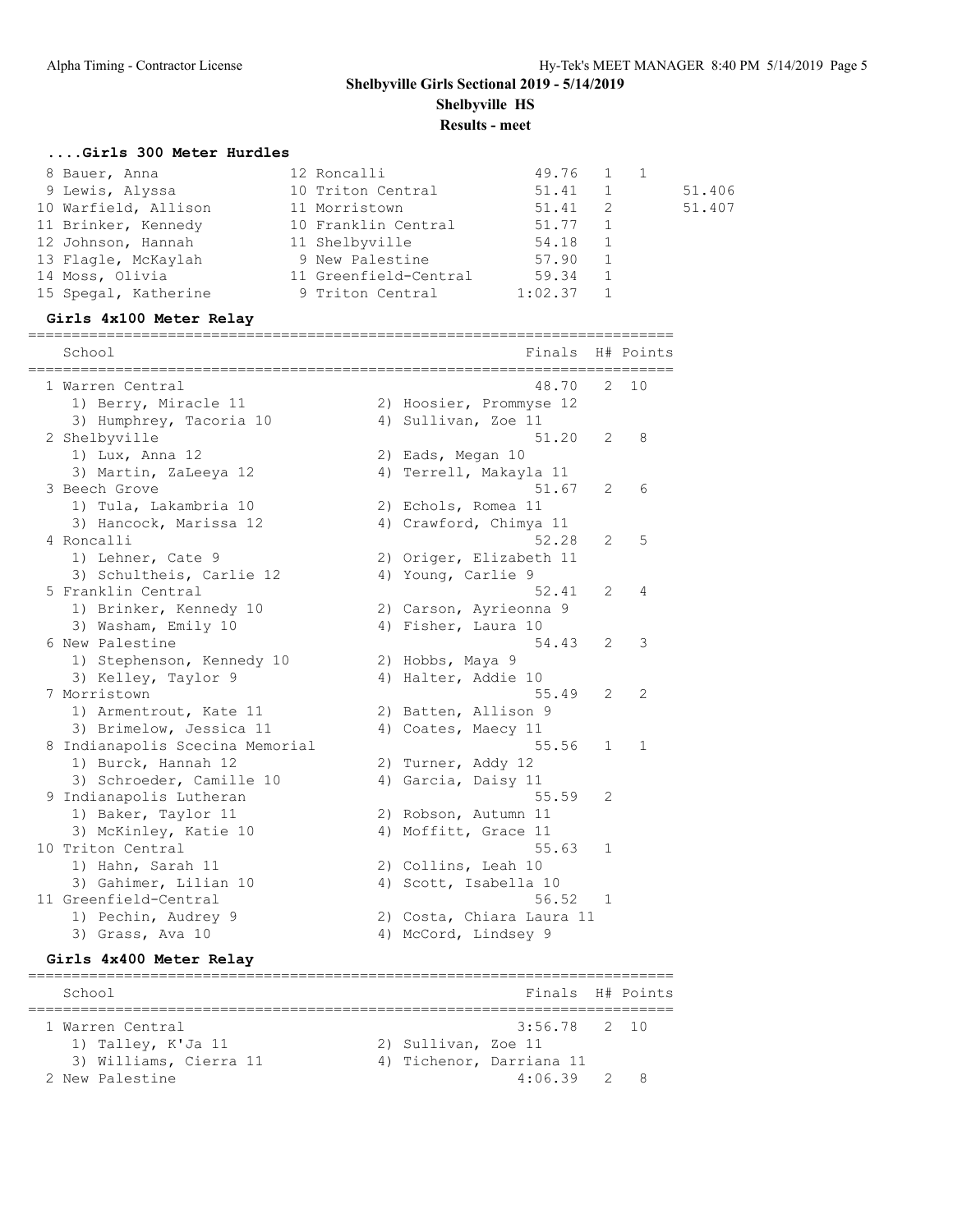**Shelbyville Girls Sectional 2019 - 5/14/2019**

**Shelbyville HS**

**Results - meet**

### ....Girls 300 Meter Hurdles

| Place | Name | Yr | School | Finals | H# | Points | |
|---|---|---|---|---|---|---|---|
| 8 | Bauer, Anna | 12 | Roncalli | 49.76 | 1 | 1 | |
| 9 | Lewis, Alyssa | 10 | Triton Central | 51.41 | 1 | | 51.406 |
| 10 | Warfield, Allison | 11 | Morristown | 51.41 | 2 | | 51.407 |
| 11 | Brinker, Kennedy | 10 | Franklin Central | 51.77 | 1 | | |
| 12 | Johnson, Hannah | 11 | Shelbyville | 54.18 | 1 | | |
| 13 | Flagle, McKaylah | 9 | New Palestine | 57.90 | 1 | | |
| 14 | Moss, Olivia | 11 | Greenfield-Central | 59.34 | 1 | | |
| 15 | Spegal, Katherine | 9 | Triton Central | 1:02.37 | 1 | | |

### Girls 4x100 Meter Relay

| Place | School | Finals | H# | Points |
|---|---|---|---|---|
| 1 | Warren Central | 48.70 | 2 | 10 |
| | 1) Berry, Miracle 11; 2) Hoosier, Prommyse 12; 3) Humphrey, Tacoria 10; 4) Sullivan, Zoe 11 | | | |
| 2 | Shelbyville | 51.20 | 2 | 8 |
| | 1) Lux, Anna 12; 2) Eads, Megan 10; 3) Martin, ZaLeeya 12; 4) Terrell, Makayla 11 | | | |
| 3 | Beech Grove | 51.67 | 2 | 6 |
| | 1) Tula, Lakambria 10; 2) Echols, Romea 11; 3) Hancock, Marissa 12; 4) Crawford, Chimya 11 | | | |
| 4 | Roncalli | 52.28 | 2 | 5 |
| | 1) Lehner, Cate 9; 2) Origer, Elizabeth 11; 3) Schultheis, Carlie 12; 4) Young, Carlie 9 | | | |
| 5 | Franklin Central | 52.41 | 2 | 4 |
| | 1) Brinker, Kennedy 10; 2) Carson, Ayrieonna 9; 3) Washam, Emily 10; 4) Fisher, Laura 10 | | | |
| 6 | New Palestine | 54.43 | 2 | 3 |
| | 1) Stephenson, Kennedy 10; 2) Hobbs, Maya 9; 3) Kelley, Taylor 9; 4) Halter, Addie 10 | | | |
| 7 | Morristown | 55.49 | 2 | 2 |
| | 1) Armentrout, Kate 11; 2) Batten, Allison 9; 3) Brimelow, Jessica 11; 4) Coates, Maecy 11 | | | |
| 8 | Indianapolis Scecina Memorial | 55.56 | 1 | 1 |
| | 1) Burck, Hannah 12; 2) Turner, Addy 12; 3) Schroeder, Camille 10; 4) Garcia, Daisy 11 | | | |
| 9 | Indianapolis Lutheran | 55.59 | 2 | |
| | 1) Baker, Taylor 11; 2) Robson, Autumn 11; 3) McKinley, Katie 10; 4) Moffitt, Grace 11 | | | |
| 10 | Triton Central | 55.63 | 1 | |
| | 1) Hahn, Sarah 11; 2) Collins, Leah 10; 3) Gahimer, Lilian 10; 4) Scott, Isabella 10 | | | |
| 11 | Greenfield-Central | 56.52 | 1 | |
| | 1) Pechin, Audrey 9; 2) Costa, Chiara Laura 11; 3) Grass, Ava 10; 4) McCord, Lindsey 9 | | | |

### Girls 4x400 Meter Relay

| Place | School | Finals | H# | Points |
|---|---|---|---|---|
| 1 | Warren Central | 3:56.78 | 2 | 10 |
| | 1) Talley, K'Ja 11; 2) Sullivan, Zoe 11; 3) Williams, Cierra 11; 4) Tichenor, Darriana 11 | | | |
| 2 | New Palestine | 4:06.39 | 2 | 8 |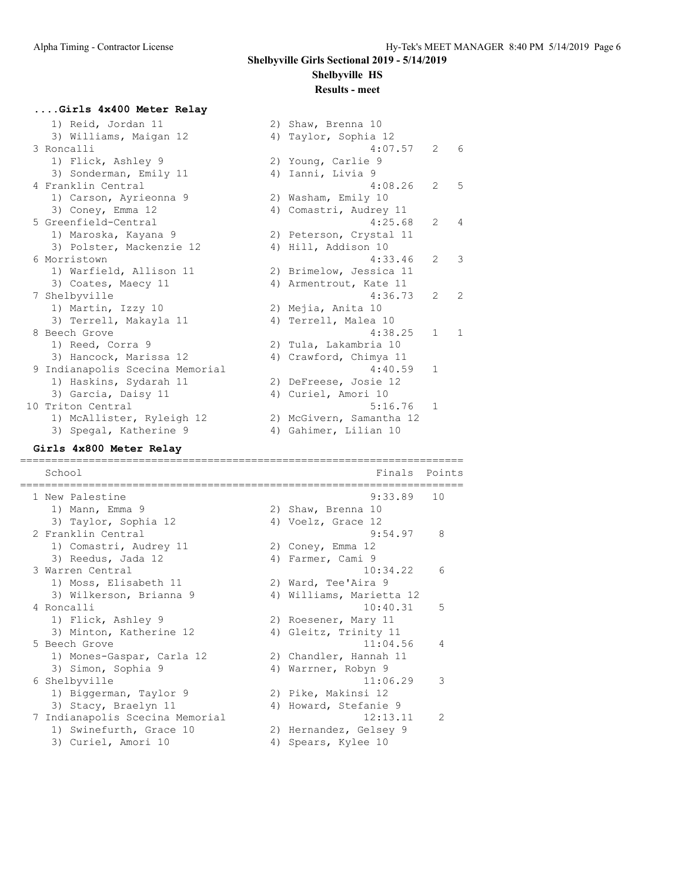## Shelbyville Girls Sectional 2019 - 5/14/2019

### Shelbyville HS

### Results - meet

### ....Girls 4x400 Meter Relay

```
    1) Reid, Jordan 11                 2) Shaw, Brenna 10
    3) Williams, Maigan 12             4) Taylor, Sophia 12
 3 Roncalli                                     4:07.57   2   6
    1) Flick, Ashley 9                 2) Young, Carlie 9
    3) Sonderman, Emily 11             4) Ianni, Livia 9
 4 Franklin Central                             4:08.26   2   5
    1) Carson, Ayrieonna 9             2) Washam, Emily 10
    3) Coney, Emma 12                  4) Comastri, Audrey 11
 5 Greenfield-Central                           4:25.68   2   4
    1) Maroska, Kayana 9               2) Peterson, Crystal 11
    3) Polster, Mackenzie 12           4) Hill, Addison 10
 6 Morristown                                   4:33.46   2   3
    1) Warfield, Allison 11            2) Brimelow, Jessica 11
    3) Coates, Maecy 11                4) Armentrout, Kate 11
 7 Shelbyville                                  4:36.73   2   2
    1) Martin, Izzy 10                 2) Mejia, Anita 10
    3) Terrell, Makayla 11             4) Terrell, Malea 10
 8 Beech Grove                                  4:38.25   1   1
    1) Reed, Corra 9                   2) Tula, Lakambria 10
    3) Hancock, Marissa 12             4) Crawford, Chimya 11
 9 Indianapolis Scecina Memorial                4:40.59   1
    1) Haskins, Sydarah 11             2) DeFreese, Josie 12
    3) Garcia, Daisy 11                4) Curiel, Amori 10
10 Triton Central                               5:16.76   1
    1) McAllister, Ryleigh 12          2) McGivern, Samantha 12
    3) Spegal, Katherine 9             4) Gahimer, Lilian 10
```

### Girls 4x800 Meter Relay

```
=======================================================================
    School                                            Finals  Points
=======================================================================
  1 New Palestine                                    9:33.89   10
     1) Mann, Emma 9                   2) Shaw, Brenna 10
     3) Taylor, Sophia 12              4) Voelz, Grace 12
  2 Franklin Central                                 9:54.97    8
     1) Comastri, Audrey 11            2) Coney, Emma 12
     3) Reedus, Jada 12                4) Farmer, Cami 9
  3 Warren Central                                  10:34.22    6
     1) Moss, Elisabeth 11             2) Ward, Tee'Aira 9
     3) Wilkerson, Brianna 9           4) Williams, Marietta 12
  4 Roncalli                                        10:40.31    5
     1) Flick, Ashley 9                2) Roesener, Mary 11
     3) Minton, Katherine 12           4) Gleitz, Trinity 11
  5 Beech Grove                                     11:04.56    4
     1) Mones-Gaspar, Carla 12         2) Chandler, Hannah 11
     3) Simon, Sophia 9                4) Warrner, Robyn 9
  6 Shelbyville                                     11:06.29    3
     1) Biggerman, Taylor 9            2) Pike, Makinsi 12
     3) Stacy, Braelyn 11              4) Howard, Stefanie 9
  7 Indianapolis Scecina Memorial                   12:13.11    2
     1) Swinefurth, Grace 10           2) Hernandez, Gelsey 9
     3) Curiel, Amori 10               4) Spears, Kylee 10
```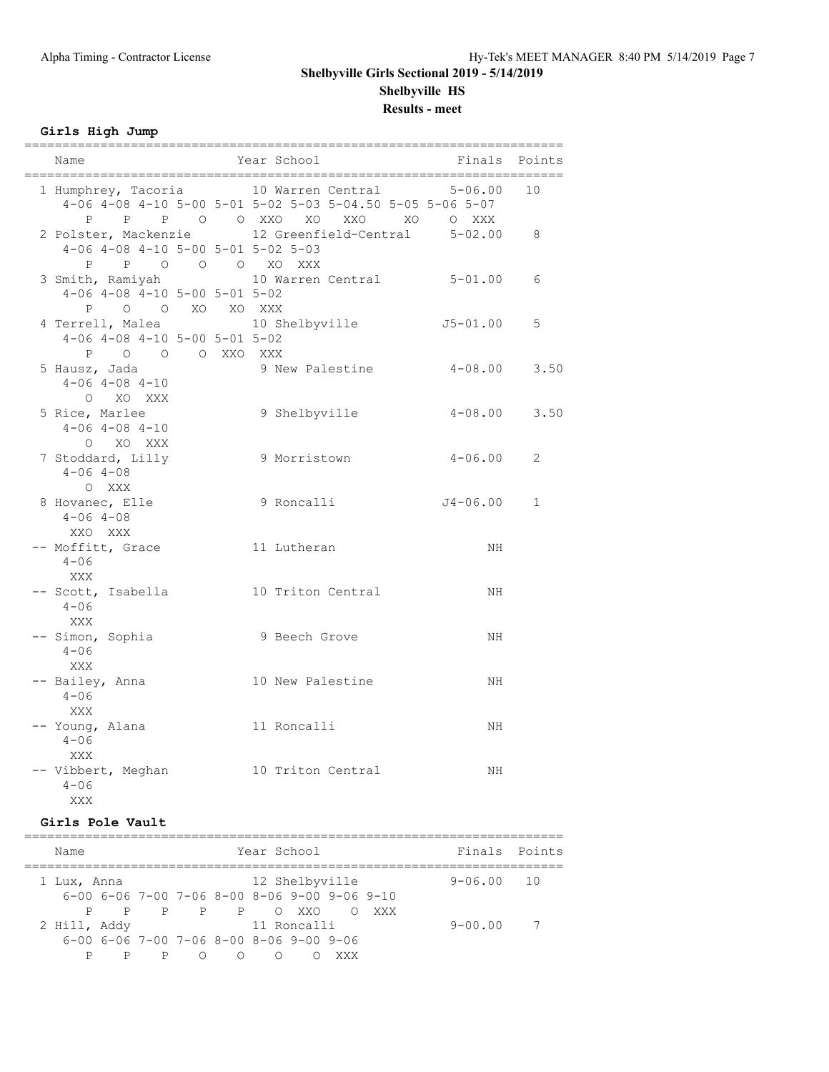## Shelbyville Girls Sectional 2019 - 5/14/2019

### Shelbyville HS

### Results - meet

**Girls High Jump**

```
=======================================================================
   Name                    Year School                 Finals  Points
=======================================================================
  1 Humphrey, Tacoria        10 Warren Central          5-06.00   10
     4-06 4-08 4-10 5-00 5-01 5-02 5-03 5-04.50 5-05 5-06 5-07
        P    P    P    O    O  XXO   XO   XXO     XO    O  XXX
  2 Polster, Mackenzie       12 Greenfield-Central      5-02.00    8
     4-06 4-08 4-10 5-00 5-01 5-02 5-03
        P    P    O    O    O   XO  XXX
  3 Smith, Ramiyah           10 Warren Central          5-01.00    6
     4-06 4-08 4-10 5-00 5-01 5-02
        P    O    O   XO   XO  XXX
  4 Terrell, Malea           10 Shelbyville            J5-01.00    5
     4-06 4-08 4-10 5-00 5-01 5-02
        P    O    O    O  XXO  XXX
  5 Hausz, Jada               9 New Palestine           4-08.00    3.50
     4-06 4-08 4-10
        O   XO  XXX
  5 Rice, Marlee              9 Shelbyville             4-08.00    3.50
     4-06 4-08 4-10
        O   XO  XXX
  7 Stoddard, Lilly           9 Morristown              4-06.00    2
     4-06 4-08
        O  XXX
  8 Hovanec, Elle             9 Roncalli               J4-06.00    1
     4-06 4-08
      XXO  XXX
 -- Moffitt, Grace           11 Lutheran                    NH
     4-06
      XXX
 -- Scott, Isabella          10 Triton Central              NH
     4-06
      XXX
 -- Simon, Sophia             9 Beech Grove                 NH
     4-06
      XXX
 -- Bailey, Anna             10 New Palestine               NH
     4-06
      XXX
 -- Young, Alana             11 Roncalli                    NH
     4-06
      XXX
 -- Vibbert, Meghan          10 Triton Central              NH
     4-06
      XXX
```

**Girls Pole Vault**

```
=======================================================================
   Name                    Year School                 Finals  Points
=======================================================================
  1 Lux, Anna                12 Shelbyville             9-06.00   10
     6-00 6-06 7-00 7-06 8-00 8-06 9-00 9-06 9-10
        P    P    P    P    P    O  XXO    O  XXX
  2 Hill, Addy               11 Roncalli                9-00.00    7
     6-00 6-06 7-00 7-06 8-00 8-06 9-00 9-06
        P    P    P    O    O    O    O  XXX
```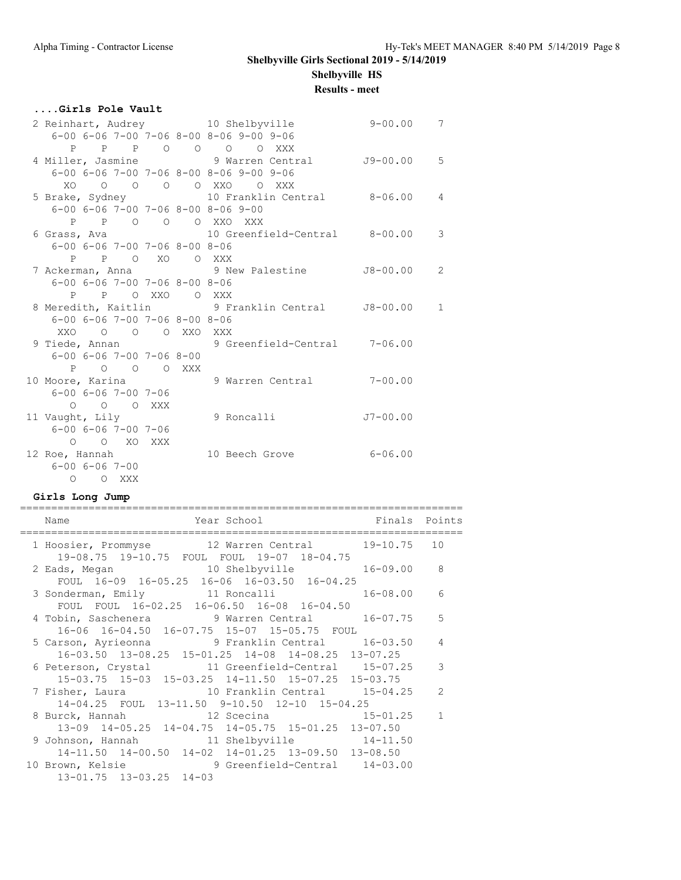**Shelbyville Girls Sectional 2019 - 5/14/2019**

**Shelbyville HS**

**Results - meet**

### ....Girls Pole Vault

```
  2 Reinhart, Audrey         10 Shelbyville             9-00.00    7
     6-00 6-06 7-00 7-06 8-00 8-06 9-00 9-06
        P    P    P    O    O    O    O XXX
  4 Miller, Jasmine           9 Warren Central         J9-00.00    5
     6-00 6-06 7-00 7-06 8-00 8-06 9-00 9-06
       XO    O    O    O    O  XXO    O XXX
  5 Brake, Sydney            10 Franklin Central        8-06.00    4
     6-00 6-06 7-00 7-06 8-00 8-06 9-00
        P    P    O    O    O  XXO  XXX
  6 Grass, Ava               10 Greenfield-Central      8-00.00    3
     6-00 6-06 7-00 7-06 8-00 8-06
        P    P    O   XO    O  XXX
  7 Ackerman, Anna            9 New Palestine          J8-00.00    2
     6-00 6-06 7-00 7-06 8-00 8-06
        P    P    O  XXO    O  XXX
  8 Meredith, Kaitlin         9 Franklin Central       J8-00.00    1
     6-00 6-06 7-00 7-06 8-00 8-06
      XXO    O    O    O  XXO  XXX
  9 Tiede, Annan              9 Greenfield-Central      7-06.00
     6-00 6-06 7-00 7-06 8-00
        P    O    O    O  XXX
 10 Moore, Karina             9 Warren Central          7-00.00
     6-00 6-06 7-00 7-06
        O    O    O  XXX
 11 Vaught, Lily              9 Roncalli               J7-00.00
     6-00 6-06 7-00 7-06
        O    O   XO  XXX
 12 Roe, Hannah              10 Beech Grove             6-06.00
     6-00 6-06 7-00
        O    O  XXX
```

### Girls Long Jump

```
=======================================================================
    Name                    Year School                 Finals  Points
=======================================================================
  1 Hoosier, Prommyse        12 Warren Central         19-10.75   10
     19-08.75  19-10.75  FOUL  FOUL  19-07  18-04.75
  2 Eads, Megan              10 Shelbyville            16-09.00    8
     FOUL  16-09  16-05.25  16-06  16-03.50  16-04.25
  3 Sonderman, Emily         11 Roncalli               16-08.00    6
     FOUL  FOUL  16-02.25  16-06.50  16-08  16-04.50
  4 Tobin, Saschenera         9 Warren Central         16-07.75    5
     16-06  16-04.50  16-07.75  15-07  15-05.75  FOUL
  5 Carson, Ayrieonna         9 Franklin Central       16-03.50    4
     16-03.50  13-08.25  15-01.25  14-08  14-08.25  13-07.25
  6 Peterson, Crystal        11 Greenfield-Central     15-07.25    3
     15-03.75  15-03  15-03.25  14-11.50  15-07.25  15-03.75
  7 Fisher, Laura            10 Franklin Central       15-04.25    2
     14-04.25  FOUL  13-11.50  9-10.50  12-10  15-04.25
  8 Burck, Hannah            12 Scecina                15-01.25    1
     13-09  14-05.25  14-04.75  14-05.75  15-01.25  13-07.50
  9 Johnson, Hannah          11 Shelbyville            14-11.50
     14-11.50  14-00.50  14-02  14-01.25  13-09.50  13-08.50
 10 Brown, Kelsie             9 Greenfield-Central     14-03.00
     13-01.75  13-03.25  14-03
```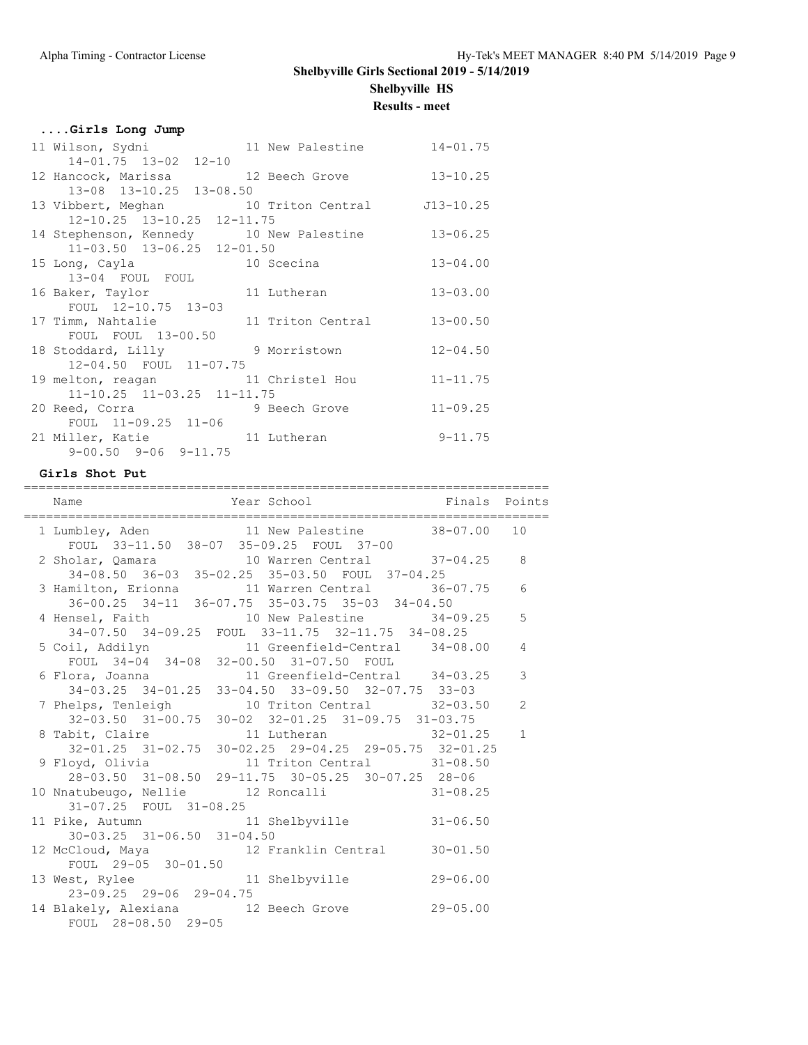# Shelbyville Girls Sectional 2019 - 5/14/2019

## Shelbyville HS

### Results - meet

### ....Girls Long Jump

| Place | Name | Year | School | Finals | Attempts |
|---|---|---|---|---|---|
| 11 | Wilson, Sydni | 11 | New Palestine | 14-01.75 | 14-01.75 13-02 12-10 |
| 12 | Hancock, Marissa | 12 | Beech Grove | 13-10.25 | 13-08 13-10.25 13-08.50 |
| 13 | Vibbert, Meghan | 10 | Triton Central | J13-10.25 | 12-10.25 13-10.25 12-11.75 |
| 14 | Stephenson, Kennedy | 10 | New Palestine | 13-06.25 | 11-03.50 13-06.25 12-01.50 |
| 15 | Long, Cayla | 10 | Scecina | 13-04.00 | 13-04 FOUL FOUL |
| 16 | Baker, Taylor | 11 | Lutheran | 13-03.00 | FOUL 12-10.75 13-03 |
| 17 | Timm, Nahtalie | 11 | Triton Central | 13-00.50 | FOUL FOUL 13-00.50 |
| 18 | Stoddard, Lilly | 9 | Morristown | 12-04.50 | 12-04.50 FOUL 11-07.75 |
| 19 | melton, reagan | 11 | Christel Hou | 11-11.75 | 11-10.25 11-03.25 11-11.75 |
| 20 | Reed, Corra | 9 | Beech Grove | 11-09.25 | FOUL 11-09.25 11-06 |
| 21 | Miller, Katie | 11 | Lutheran | 9-11.75 | 9-00.50 9-06 9-11.75 |

### Girls Shot Put

| Place | Name | Year | School | Finals | Points | Attempts |
|---|---|---|---|---|---|---|
| 1 | Lumbley, Aden | 11 | New Palestine | 38-07.00 | 10 | FOUL 33-11.50 38-07 35-09.25 FOUL 37-00 |
| 2 | Sholar, Qamara | 10 | Warren Central | 37-04.25 | 8 | 34-08.50 36-03 35-02.25 35-03.50 FOUL 37-04.25 |
| 3 | Hamilton, Erionna | 11 | Warren Central | 36-07.75 | 6 | 36-00.25 34-11 36-07.75 35-03.75 35-03 34-04.50 |
| 4 | Hensel, Faith | 10 | New Palestine | 34-09.25 | 5 | 34-07.50 34-09.25 FOUL 33-11.75 32-11.75 34-08.25 |
| 5 | Coil, Addilyn | 11 | Greenfield-Central | 34-08.00 | 4 | FOUL 34-04 34-08 32-00.50 31-07.50 FOUL |
| 6 | Flora, Joanna | 11 | Greenfield-Central | 34-03.25 | 3 | 34-03.25 34-01.25 33-04.50 33-09.50 32-07.75 33-03 |
| 7 | Phelps, Tenleigh | 10 | Triton Central | 32-03.50 | 2 | 32-03.50 31-00.75 30-02 32-01.25 31-09.75 31-03.75 |
| 8 | Tabit, Claire | 11 | Lutheran | 32-01.25 | 1 | 32-01.25 31-02.75 30-02.25 29-04.25 29-05.75 32-01.25 |
| 9 | Floyd, Olivia | 11 | Triton Central | 31-08.50 | | 28-03.50 31-08.50 29-11.75 30-05.25 30-07.25 28-06 |
| 10 | Nnatubeugo, Nellie | 12 | Roncalli | 31-08.25 | | 31-07.25 FOUL 31-08.25 |
| 11 | Pike, Autumn | 11 | Shelbyville | 31-06.50 | | 30-03.25 31-06.50 31-04.50 |
| 12 | McCloud, Maya | 12 | Franklin Central | 30-01.50 | | FOUL 29-05 30-01.50 |
| 13 | West, Rylee | 11 | Shelbyville | 29-06.00 | | 23-09.25 29-06 29-04.75 |
| 14 | Blakely, Alexiana | 12 | Beech Grove | 29-05.00 | | FOUL 28-08.50 29-05 |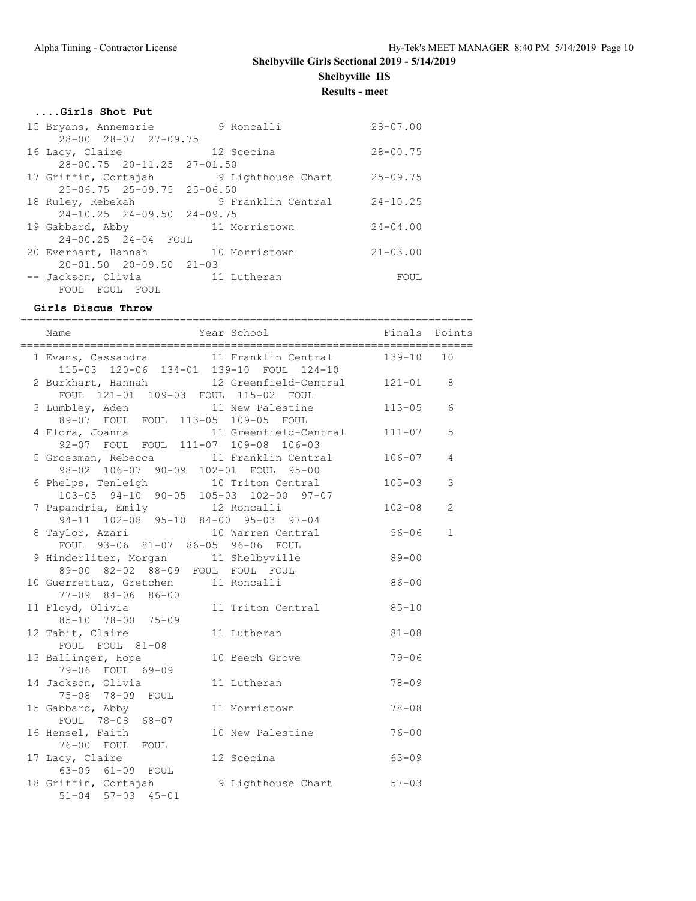**Shelbyville Girls Sectional 2019 - 5/14/2019**

**Shelbyville HS**

**Results - meet**

### ....Girls Shot Put

| Place | Name | Year | School | Finals |
|---|---|---|---|---|
| 15 | Bryans, Annemarie | 9 | Roncalli | 28-07.00 |
| | 28-00  28-07  27-09.75 | | | |
| 16 | Lacy, Claire | 12 | Scecina | 28-00.75 |
| | 28-00.75  20-11.25  27-01.50 | | | |
| 17 | Griffin, Cortajah | 9 | Lighthouse Chart | 25-09.75 |
| | 25-06.75  25-09.75  25-06.50 | | | |
| 18 | Ruley, Rebekah | 9 | Franklin Central | 24-10.25 |
| | 24-10.25  24-09.50  24-09.75 | | | |
| 19 | Gabbard, Abby | 11 | Morristown | 24-04.00 |
| | 24-00.25  24-04  FOUL | | | |
| 20 | Everhart, Hannah | 10 | Morristown | 21-03.00 |
| | 20-01.50  20-09.50  21-03 | | | |
| -- | Jackson, Olivia | 11 | Lutheran | FOUL |
| | FOUL  FOUL  FOUL | | | |

### Girls Discus Throw

| Place | Name | Year | School | Finals | Points |
|---|---|---|---|---|---|
| 1 | Evans, Cassandra | 11 | Franklin Central | 139-10 | 10 |
| | 115-03  120-06  134-01  139-10  FOUL  124-10 | | | | |
| 2 | Burkhart, Hannah | 12 | Greenfield-Central | 121-01 | 8 |
| | FOUL  121-01  109-03  FOUL  115-02  FOUL | | | | |
| 3 | Lumbley, Aden | 11 | New Palestine | 113-05 | 6 |
| | 89-07  FOUL  FOUL  113-05  109-05  FOUL | | | | |
| 4 | Flora, Joanna | 11 | Greenfield-Central | 111-07 | 5 |
| | 92-07  FOUL  FOUL  111-07  109-08  106-03 | | | | |
| 5 | Grossman, Rebecca | 11 | Franklin Central | 106-07 | 4 |
| | 98-02  106-07  90-09  102-01  FOUL  95-00 | | | | |
| 6 | Phelps, Tenleigh | 10 | Triton Central | 105-03 | 3 |
| | 103-05  94-10  90-05  105-03  102-00  97-07 | | | | |
| 7 | Papandria, Emily | 12 | Roncalli | 102-08 | 2 |
| | 94-11  102-08  95-10  84-00  95-03  97-04 | | | | |
| 8 | Taylor, Azari | 10 | Warren Central | 96-06 | 1 |
| | FOUL  93-06  81-07  86-05  96-06  FOUL | | | | |
| 9 | Hinderliter, Morgan | 11 | Shelbyville | 89-00 | |
| | 89-00  82-02  88-09  FOUL  FOUL  FOUL | | | | |
| 10 | Guerrettaz, Gretchen | 11 | Roncalli | 86-00 | |
| | 77-09  84-06  86-00 | | | | |
| 11 | Floyd, Olivia | 11 | Triton Central | 85-10 | |
| | 85-10  78-00  75-09 | | | | |
| 12 | Tabit, Claire | 11 | Lutheran | 81-08 | |
| | FOUL  FOUL  81-08 | | | | |
| 13 | Ballinger, Hope | 10 | Beech Grove | 79-06 | |
| | 79-06  FOUL  69-09 | | | | |
| 14 | Jackson, Olivia | 11 | Lutheran | 78-09 | |
| | 75-08  78-09  FOUL | | | | |
| 15 | Gabbard, Abby | 11 | Morristown | 78-08 | |
| | FOUL  78-08  68-07 | | | | |
| 16 | Hensel, Faith | 10 | New Palestine | 76-00 | |
| | 76-00  FOUL  FOUL | | | | |
| 17 | Lacy, Claire | 12 | Scecina | 63-09 | |
| | 63-09  61-09  FOUL | | | | |
| 18 | Griffin, Cortajah | 9 | Lighthouse Chart | 57-03 | |
| | 51-04  57-03  45-01 | | | | |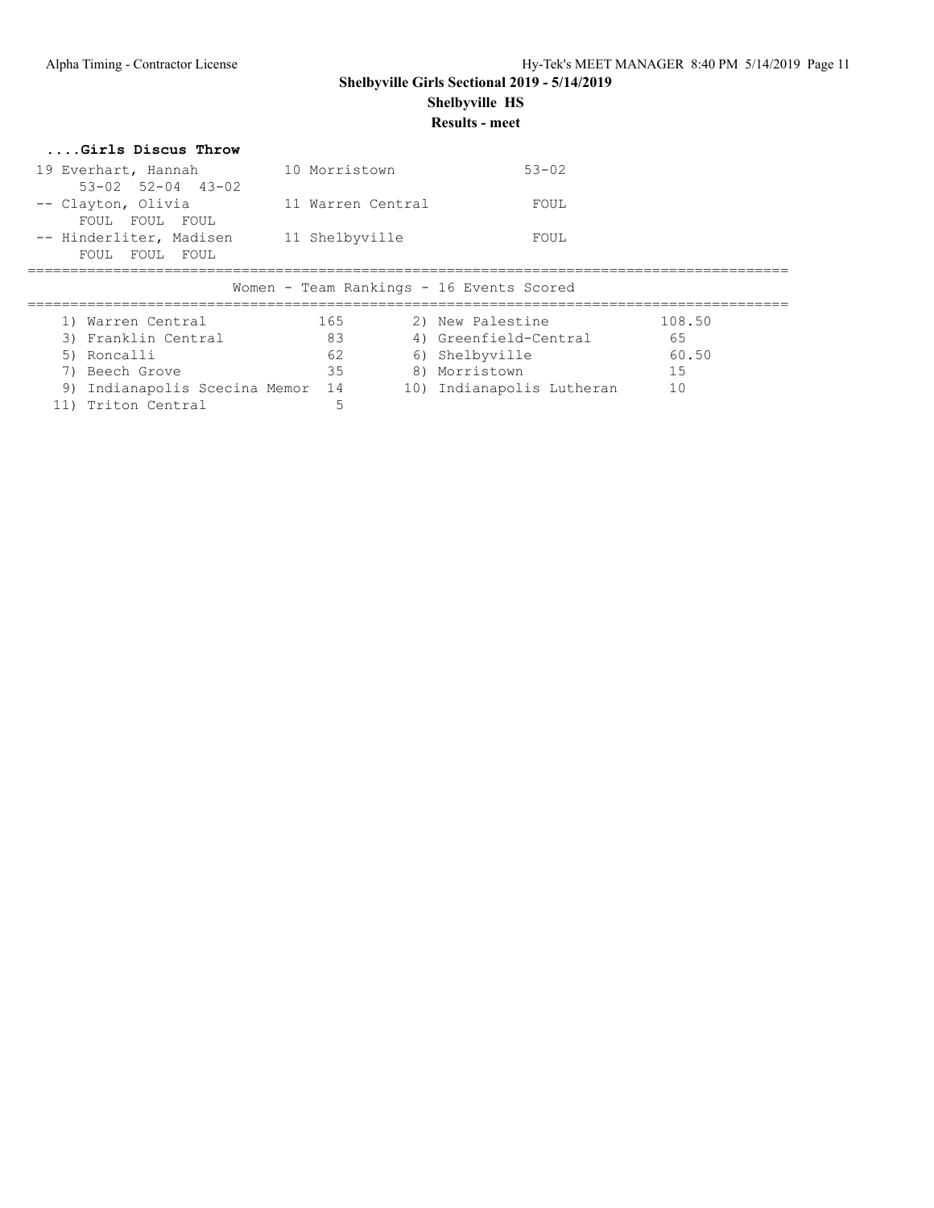### ....Girls Discus Throw

| | | | |
|---|---|---|---|
| 19 | Everhart, Hannah | 10 Morristown | 53-02 |
| | 53-02 52-04 43-02 | | |
| -- | Clayton, Olivia | 11 Warren Central | FOUL |
| | FOUL FOUL FOUL | | |
| -- | Hinderliter, Madisen | 11 Shelbyville | FOUL |
| | FOUL FOUL FOUL | | |

### Women - Team Rankings - 16 Events Scored

| | | | |
|---|---|---|---|
| 1) Warren Central | 165 | 2) New Palestine | 108.50 |
| 3) Franklin Central | 83 | 4) Greenfield-Central | 65 |
| 5) Roncalli | 62 | 6) Shelbyville | 60.50 |
| 7) Beech Grove | 35 | 8) Morristown | 15 |
| 9) Indianapolis Scecina Memor | 14 | 10) Indianapolis Lutheran | 10 |
| 11) Triton Central | 5 | | |